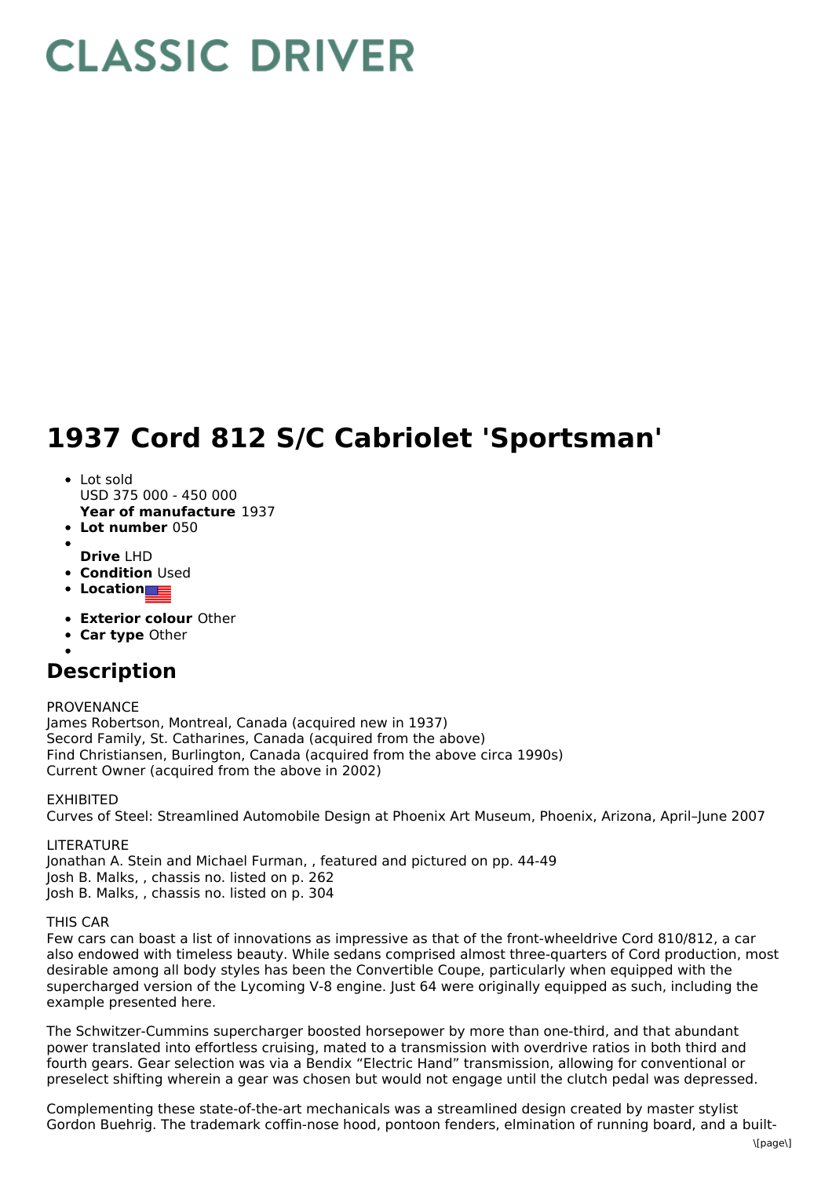# CLASSIC DRIVER

# 1937 Cord 812 S/C Cabriolet 'Sportsman'

- Lot sold
  USD 375 000 - 450 000
  **Year of manufacture** 1937
- **Lot number** 050
- 
  **Drive** LHD
- **Condition** Used
- **Location**
- **Exterior colour** Other
- **Car type** Other
- 

## Description

PROVENANCE
James Robertson, Montreal, Canada (acquired new in 1937)
Secord Family, St. Catharines, Canada (acquired from the above)
Find Christiansen, Burlington, Canada (acquired from the above circa 1990s)
Current Owner (acquired from the above in 2002)

EXHIBITED
Curves of Steel: Streamlined Automobile Design at Phoenix Art Museum, Phoenix, Arizona, April–June 2007

LITERATURE
Jonathan A. Stein and Michael Furman, , featured and pictured on pp. 44-49
Josh B. Malks, , chassis no. listed on p. 262
Josh B. Malks, , chassis no. listed on p. 304

THIS CAR
Few cars can boast a list of innovations as impressive as that of the front-wheeldrive Cord 810/812, a car also endowed with timeless beauty. While sedans comprised almost three-quarters of Cord production, most desirable among all body styles has been the Convertible Coupe, particularly when equipped with the supercharged version of the Lycoming V-8 engine. Just 64 were originally equipped as such, including the example presented here.

The Schwitzer-Cummins supercharger boosted horsepower by more than one-third, and that abundant power translated into effortless cruising, mated to a transmission with overdrive ratios in both third and fourth gears. Gear selection was via a Bendix “Electric Hand” transmission, allowing for conventional or preselect shifting wherein a gear was chosen but would not engage until the clutch pedal was depressed.

Complementing these state-of-the-art mechanicals was a streamlined design created by master stylist Gordon Buehrig. The trademark coffin-nose hood, pontoon fenders, elmination of running board, and a built-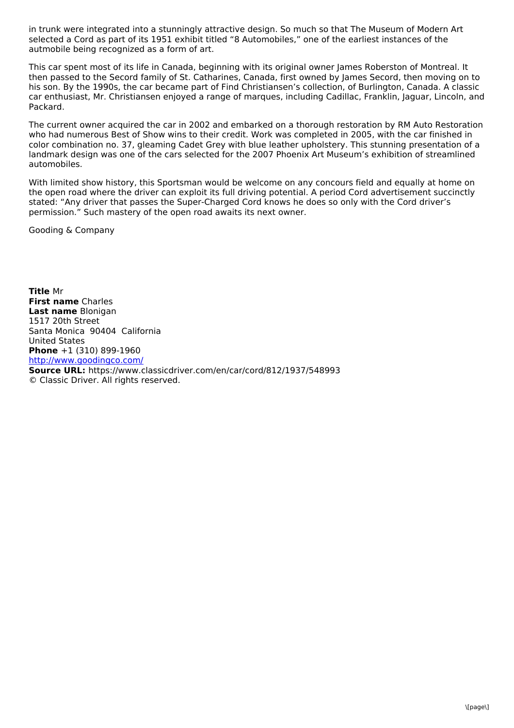in trunk were integrated into a stunningly attractive design. So much so that The Museum of Modern Art selected a Cord as part of its 1951 exhibit titled “8 Automobiles,” one of the earliest instances of the autmobile being recognized as a form of art.

This car spent most of its life in Canada, beginning with its original owner James Roberston of Montreal. It then passed to the Secord family of St. Catharines, Canada, first owned by James Secord, then moving on to his son. By the 1990s, the car became part of Find Christiansen’s collection, of Burlington, Canada. A classic car enthusiast, Mr. Christiansen enjoyed a range of marques, including Cadillac, Franklin, Jaguar, Lincoln, and Packard.

The current owner acquired the car in 2002 and embarked on a thorough restoration by RM Auto Restoration who had numerous Best of Show wins to their credit. Work was completed in 2005, with the car finished in color combination no. 37, gleaming Cadet Grey with blue leather upholstery. This stunning presentation of a landmark design was one of the cars selected for the 2007 Phoenix Art Museum’s exhibition of streamlined automobiles.

With limited show history, this Sportsman would be welcome on any concours field and equally at home on the open road where the driver can exploit its full driving potential. A period Cord advertisement succinctly stated: “Any driver that passes the Super-Charged Cord knows he does so only with the Cord driver’s permission.” Such mastery of the open road awaits its next owner.

Gooding & Company

**Title** Mr
**First name** Charles
**Last name** Blonigan
1517 20th Street
Santa Monica 90404 California
United States
**Phone** +1 (310) 899-1960
http://www.goodingco.com/
**Source URL:** https://www.classicdriver.com/en/car/cord/812/1937/548993
© Classic Driver. All rights reserved.